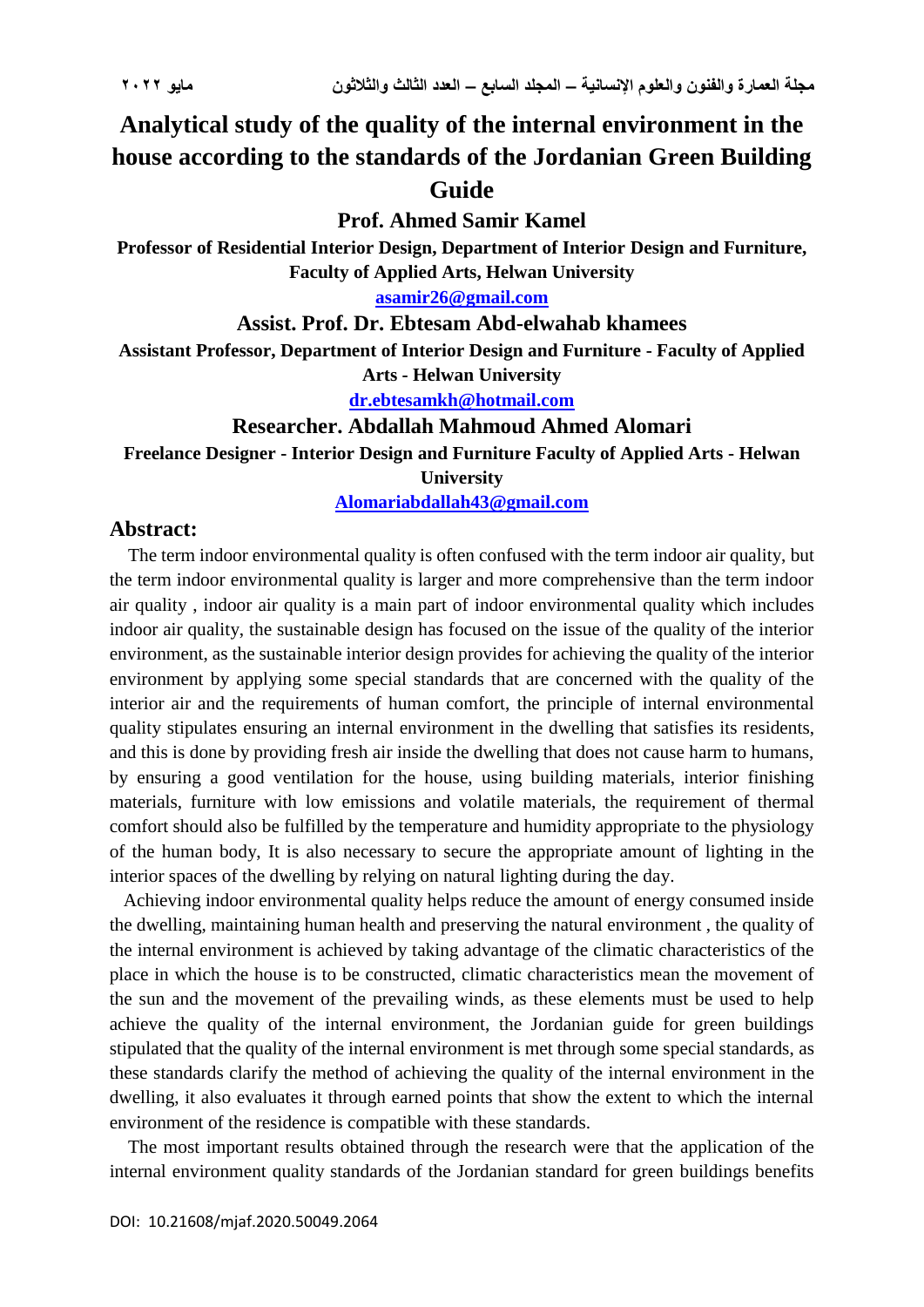# Analytical study of the quality of the internal environment in the house according to the standards of the Jordanian Green Building Guide

**Prof. Ahmed Samir Kamel**

**Professor of Residential Interior Design, Department of Interior Design and Furniture, Faculty of Applied Arts, Helwan University**

asamir26@gmail.com

**Assist. Prof. Dr. Ebtesam Abd-elwahab khamees**

**Assistant Professor, Department of Interior Design and Furniture - Faculty of Applied Arts - Helwan University**

dr.ebtesamkh@hotmail.com

**Researcher. Abdallah Mahmoud Ahmed Alomari**

**Freelance Designer - Interior Design and Furniture Faculty of Applied Arts - Helwan University**

Alomariabdallah43@gmail.com

## Abstract:

The term indoor environmental quality is often confused with the term indoor air quality, but the term indoor environmental quality is larger and more comprehensive than the term indoor air quality , indoor air quality is a main part of indoor environmental quality which includes indoor air quality, the sustainable design has focused on the issue of the quality of the interior environment, as the sustainable interior design provides for achieving the quality of the interior environment by applying some special standards that are concerned with the quality of the interior air and the requirements of human comfort, the principle of internal environmental quality stipulates ensuring an internal environment in the dwelling that satisfies its residents, and this is done by providing fresh air inside the dwelling that does not cause harm to humans, by ensuring a good ventilation for the house, using building materials, interior finishing materials, furniture with low emissions and volatile materials, the requirement of thermal comfort should also be fulfilled by the temperature and humidity appropriate to the physiology of the human body, It is also necessary to secure the appropriate amount of lighting in the interior spaces of the dwelling by relying on natural lighting during the day.

Achieving indoor environmental quality helps reduce the amount of energy consumed inside the dwelling, maintaining human health and preserving the natural environment , the quality of the internal environment is achieved by taking advantage of the climatic characteristics of the place in which the house is to be constructed, climatic characteristics mean the movement of the sun and the movement of the prevailing winds, as these elements must be used to help achieve the quality of the internal environment, the Jordanian guide for green buildings stipulated that the quality of the internal environment is met through some special standards, as these standards clarify the method of achieving the quality of the internal environment in the dwelling, it also evaluates it through earned points that show the extent to which the internal environment of the residence is compatible with these standards.

The most important results obtained through the research were that the application of the internal environment quality standards of the Jordanian standard for green buildings benefits

DOI: 10.21608/mjaf.2020.50049.2064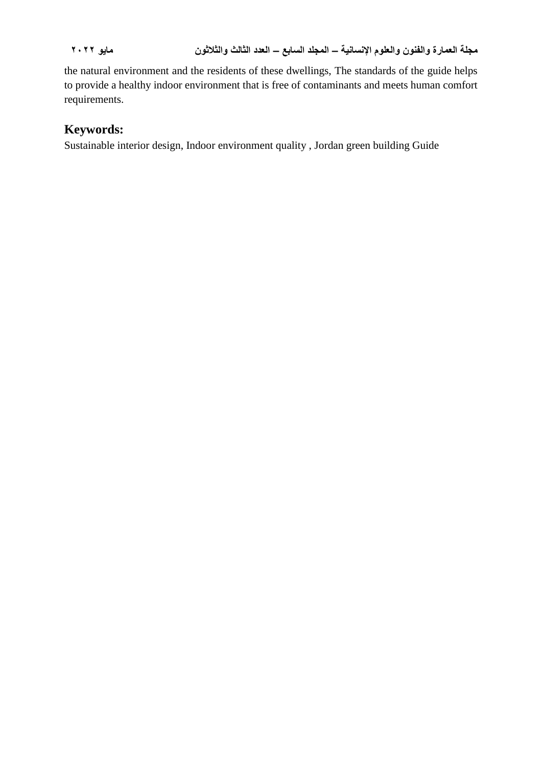the natural environment and the residents of these dwellings, The standards of the guide helps to provide a healthy indoor environment that is free of contaminants and meets human comfort requirements.

## Keywords:

Sustainable interior design, Indoor environment quality , Jordan green building Guide